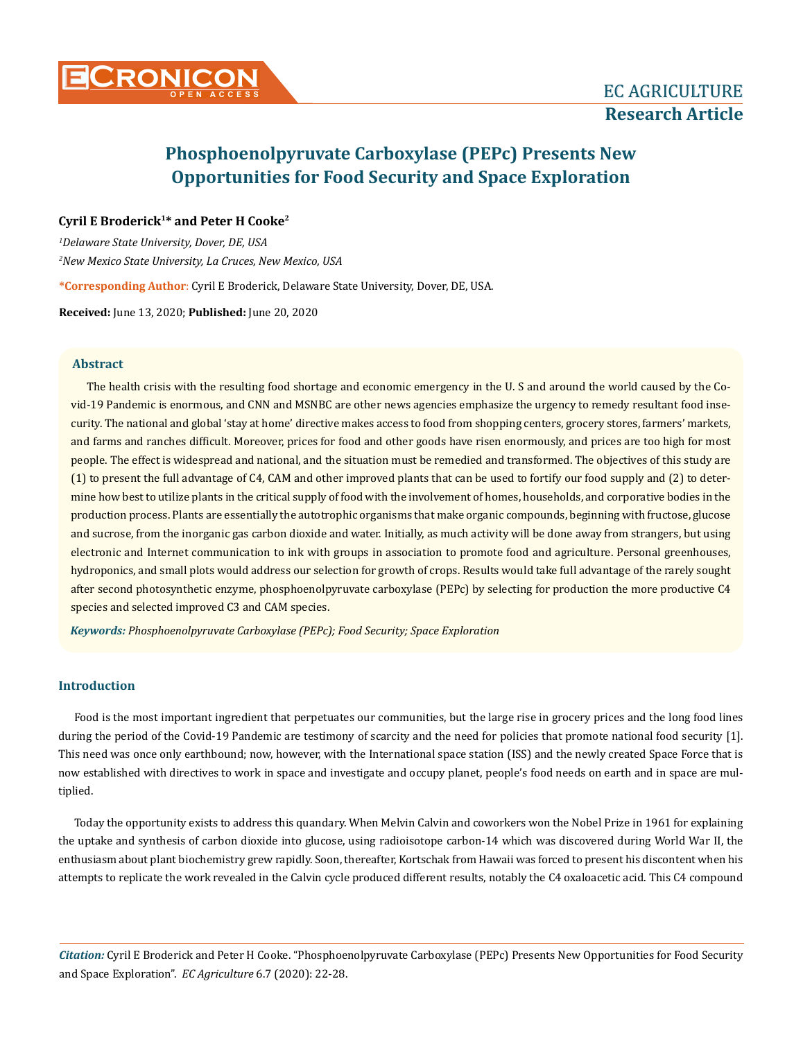# Phosphoenolpyruvate Carboxylase (PEPc) Presents New Opportunities for Food Security and Space Exploration

**Cyril E Broderick[1]* and Peter H Cooke[2]**

*[1]Delaware State University, Dover, DE, USA*

*[2]New Mexico State University, La Cruces, New Mexico, USA*

**\*Corresponding Author:** Cyril E Broderick, Delaware State University, Dover, DE, USA.

**Received:** June 13, 2020; **Published:** June 20, 2020

## Abstract

The health crisis with the resulting food shortage and economic emergency in the U. S and around the world caused by the Covid-19 Pandemic is enormous, and CNN and MSNBC are other news agencies emphasize the urgency to remedy resultant food insecurity. The national and global 'stay at home' directive makes access to food from shopping centers, grocery stores, farmers' markets, and farms and ranches difficult. Moreover, prices for food and other goods have risen enormously, and prices are too high for most people. The effect is widespread and national, and the situation must be remedied and transformed. The objectives of this study are (1) to present the full advantage of C4, CAM and other improved plants that can be used to fortify our food supply and (2) to determine how best to utilize plants in the critical supply of food with the involvement of homes, households, and corporative bodies in the production process. Plants are essentially the autotrophic organisms that make organic compounds, beginning with fructose, glucose and sucrose, from the inorganic gas carbon dioxide and water. Initially, as much activity will be done away from strangers, but using electronic and Internet communication to ink with groups in association to promote food and agriculture. Personal greenhouses, hydroponics, and small plots would address our selection for growth of crops. Results would take full advantage of the rarely sought after second photosynthetic enzyme, phosphoenolpyruvate carboxylase (PEPc) by selecting for production the more productive C4 species and selected improved C3 and CAM species.

***Keywords:*** *Phosphoenolpyruvate Carboxylase (PEPc); Food Security; Space Exploration*

## Introduction

Food is the most important ingredient that perpetuates our communities, but the large rise in grocery prices and the long food lines during the period of the Covid-19 Pandemic are testimony of scarcity and the need for policies that promote national food security [1]. This need was once only earthbound; now, however, with the International space station (ISS) and the newly created Space Force that is now established with directives to work in space and investigate and occupy planet, people's food needs on earth and in space are multiplied.

Today the opportunity exists to address this quandary. When Melvin Calvin and coworkers won the Nobel Prize in 1961 for explaining the uptake and synthesis of carbon dioxide into glucose, using radioisotope carbon-14 which was discovered during World War II, the enthusiasm about plant biochemistry grew rapidly. Soon, thereafter, Kortschak from Hawaii was forced to present his discontent when his attempts to replicate the work revealed in the Calvin cycle produced different results, notably the C4 oxaloacetic acid. This C4 compound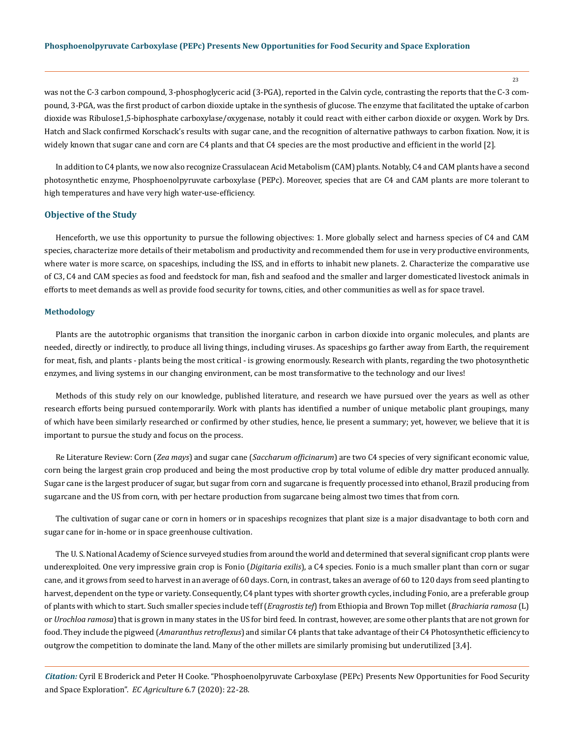was not the C-3 carbon compound, 3-phosphoglyceric acid (3-PGA), reported in the Calvin cycle, contrasting the reports that the C-3 compound, 3-PGA, was the first product of carbon dioxide uptake in the synthesis of glucose. The enzyme that facilitated the uptake of carbon dioxide was Ribulose1,5-biphosphate carboxylase/oxygenase, notably it could react with either carbon dioxide or oxygen. Work by Drs. Hatch and Slack confirmed Korschack's results with sugar cane, and the recognition of alternative pathways to carbon fixation. Now, it is widely known that sugar cane and corn are C4 plants and that C4 species are the most productive and efficient in the world [2].

In addition to C4 plants, we now also recognize Crassulacean Acid Metabolism (CAM) plants. Notably, C4 and CAM plants have a second photosynthetic enzyme, Phosphoenolpyruvate carboxylase (PEPc). Moreover, species that are C4 and CAM plants are more tolerant to high temperatures and have very high water-use-efficiency.

## Objective of the Study

Henceforth, we use this opportunity to pursue the following objectives: 1. More globally select and harness species of C4 and CAM species, characterize more details of their metabolism and productivity and recommended them for use in very productive environments, where water is more scarce, on spaceships, including the ISS, and in efforts to inhabit new planets. 2. Characterize the comparative use of C3, C4 and CAM species as food and feedstock for man, fish and seafood and the smaller and larger domesticated livestock animals in efforts to meet demands as well as provide food security for towns, cities, and other communities as well as for space travel.

### Methodology

Plants are the autotrophic organisms that transition the inorganic carbon in carbon dioxide into organic molecules, and plants are needed, directly or indirectly, to produce all living things, including viruses. As spaceships go farther away from Earth, the requirement for meat, fish, and plants - plants being the most critical - is growing enormously. Research with plants, regarding the two photosynthetic enzymes, and living systems in our changing environment, can be most transformative to the technology and our lives!

Methods of this study rely on our knowledge, published literature, and research we have pursued over the years as well as other research efforts being pursued contemporarily. Work with plants has identified a number of unique metabolic plant groupings, many of which have been similarly researched or confirmed by other studies, hence, lie present a summary; yet, however, we believe that it is important to pursue the study and focus on the process.

Re Literature Review: Corn (*Zea mays*) and sugar cane (*Saccharum officinarum*) are two C4 species of very significant economic value, corn being the largest grain crop produced and being the most productive crop by total volume of edible dry matter produced annually. Sugar cane is the largest producer of sugar, but sugar from corn and sugarcane is frequently processed into ethanol, Brazil producing from sugarcane and the US from corn, with per hectare production from sugarcane being almost two times that from corn.

The cultivation of sugar cane or corn in homers or in spaceships recognizes that plant size is a major disadvantage to both corn and sugar cane for in-home or in space greenhouse cultivation.

The U. S. National Academy of Science surveyed studies from around the world and determined that several significant crop plants were underexploited. One very impressive grain crop is Fonio (*Digitaria exilis*), a C4 species. Fonio is a much smaller plant than corn or sugar cane, and it grows from seed to harvest in an average of 60 days. Corn, in contrast, takes an average of 60 to 120 days from seed planting to harvest, dependent on the type or variety. Consequently, C4 plant types with shorter growth cycles, including Fonio, are a preferable group of plants with which to start. Such smaller species include teff (*Eragrostis tef*) from Ethiopia and Brown Top millet (*Brachiaria ramosa* (L) or *Urochloa ramosa*) that is grown in many states in the US for bird feed. In contrast, however, are some other plants that are not grown for food. They include the pigweed (*Amaranthus retroflexus*) and similar C4 plants that take advantage of their C4 Photosynthetic efficiency to outgrow the competition to dominate the land. Many of the other millets are similarly promising but underutilized [3,4].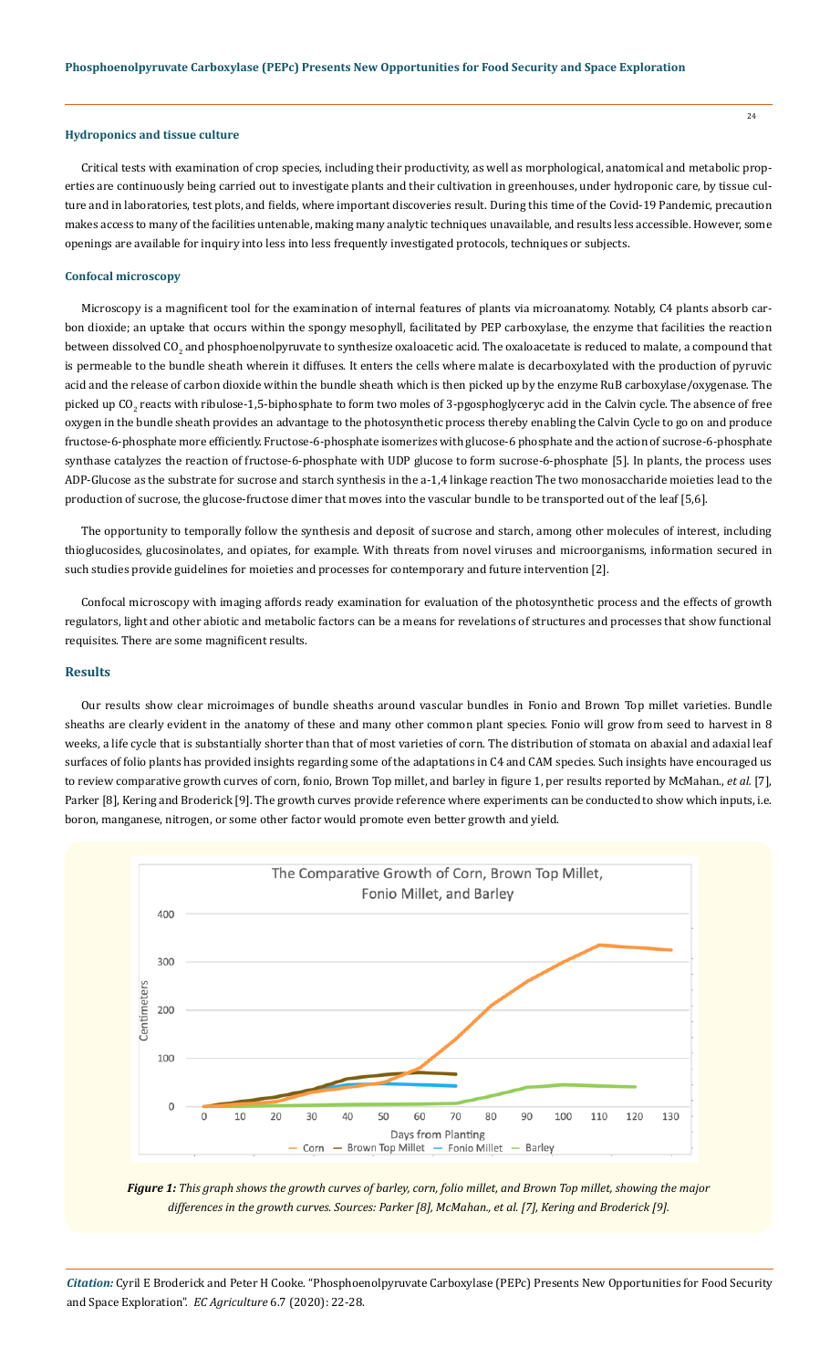### Hydroponics and tissue culture

Critical tests with examination of crop species, including their productivity, as well as morphological, anatomical and metabolic properties are continuously being carried out to investigate plants and their cultivation in greenhouses, under hydroponic care, by tissue culture and in laboratories, test plots, and fields, where important discoveries result. During this time of the Covid-19 Pandemic, precaution makes access to many of the facilities untenable, making many analytic techniques unavailable, and results less accessible. However, some openings are available for inquiry into less into less frequently investigated protocols, techniques or subjects.

### Confocal microscopy

Microscopy is a magnificent tool for the examination of internal features of plants via microanatomy. Notably, C4 plants absorb carbon dioxide; an uptake that occurs within the spongy mesophyll, facilitated by PEP carboxylase, the enzyme that facilities the reaction between dissolved $CO_2$ and phosphoenolpyruvate to synthesize oxaloacetic acid. The oxaloacetate is reduced to malate, a compound that is permeable to the bundle sheath wherein it diffuses. It enters the cells where malate is decarboxylated with the production of pyruvic acid and the release of carbon dioxide within the bundle sheath which is then picked up by the enzyme RuB carboxylase/oxygenase. The picked up $CO_2$ reacts with ribulose-1,5-biphosphate to form two moles of 3-pgosphoglyceryc acid in the Calvin cycle. The absence of free oxygen in the bundle sheath provides an advantage to the photosynthetic process thereby enabling the Calvin Cycle to go on and produce fructose-6-phosphate more efficiently. Fructose-6-phosphate isomerizes with glucose-6 phosphate and the action of sucrose-6-phosphate synthase catalyzes the reaction of fructose-6-phosphate with UDP glucose to form sucrose-6-phosphate [5]. In plants, the process uses ADP-Glucose as the substrate for sucrose and starch synthesis in the a-1,4 linkage reaction The two monosaccharide moieties lead to the production of sucrose, the glucose-fructose dimer that moves into the vascular bundle to be transported out of the leaf [5,6].

The opportunity to temporally follow the synthesis and deposit of sucrose and starch, among other molecules of interest, including thioglucosides, glucosinolates, and opiates, for example. With threats from novel viruses and microorganisms, information secured in such studies provide guidelines for moieties and processes for contemporary and future intervention [2].

Confocal microscopy with imaging affords ready examination for evaluation of the photosynthetic process and the effects of growth regulators, light and other abiotic and metabolic factors can be a means for revelations of structures and processes that show functional requisites. There are some magnificent results.

## Results

Our results show clear microimages of bundle sheaths around vascular bundles in Fonio and Brown Top millet varieties. Bundle sheaths are clearly evident in the anatomy of these and many other common plant species. Fonio will grow from seed to harvest in 8 weeks, a life cycle that is substantially shorter than that of most varieties of corn. The distribution of stomata on abaxial and adaxial leaf surfaces of folio plants has provided insights regarding some of the adaptations in C4 and CAM species. Such insights have encouraged us to review comparative growth curves of corn, fonio, Brown Top millet, and barley in figure 1, per results reported by McMahan., *et al.* [7], Parker [8], Kering and Broderick [9]. The growth curves provide reference where experiments can be conducted to show which inputs, i.e. boron, manganese, nitrogen, or some other factor would promote even better growth and yield.

***Figure 1:*** *This graph shows the growth curves of barley, corn, folio millet, and Brown Top millet, showing the major differences in the growth curves. Sources: Parker [8], McMahan., et al. [7], Kering and Broderick [9].*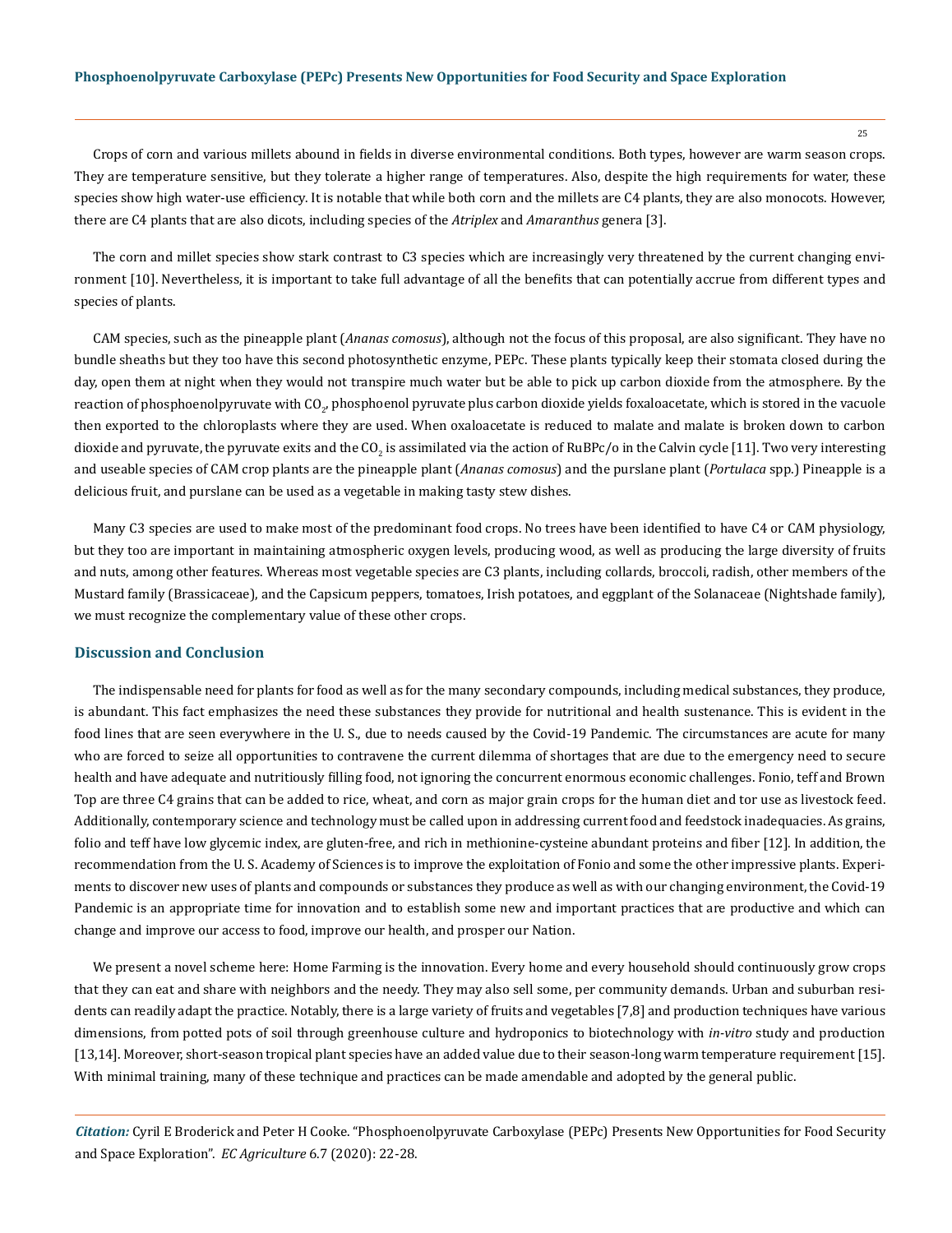Crops of corn and various millets abound in fields in diverse environmental conditions. Both types, however are warm season crops. They are temperature sensitive, but they tolerate a higher range of temperatures. Also, despite the high requirements for water, these species show high water-use efficiency. It is notable that while both corn and the millets are C4 plants, they are also monocots. However, there are C4 plants that are also dicots, including species of the *Atriplex* and *Amaranthus* genera [3].

The corn and millet species show stark contrast to C3 species which are increasingly very threatened by the current changing environment [10]. Nevertheless, it is important to take full advantage of all the benefits that can potentially accrue from different types and species of plants.

CAM species, such as the pineapple plant (*Ananas comosus*), although not the focus of this proposal, are also significant. They have no bundle sheaths but they too have this second photosynthetic enzyme, PEPc. These plants typically keep their stomata closed during the day, open them at night when they would not transpire much water but be able to pick up carbon dioxide from the atmosphere. By the reaction of phosphoenolpyruvate with $CO_2$, phosphoenol pyruvate plus carbon dioxide yields foxaloacetate, which is stored in the vacuole then exported to the chloroplasts where they are used. When oxaloacetate is reduced to malate and malate is broken down to carbon dioxide and pyruvate, the pyruvate exits and the $CO_2$ is assimilated via the action of RuBPc/o in the Calvin cycle [11]. Two very interesting and useable species of CAM crop plants are the pineapple plant (*Ananas comosus*) and the purslane plant (*Portulaca* spp.) Pineapple is a delicious fruit, and purslane can be used as a vegetable in making tasty stew dishes.

Many C3 species are used to make most of the predominant food crops. No trees have been identified to have C4 or CAM physiology, but they too are important in maintaining atmospheric oxygen levels, producing wood, as well as producing the large diversity of fruits and nuts, among other features. Whereas most vegetable species are C3 plants, including collards, broccoli, radish, other members of the Mustard family (Brassicaceae), and the Capsicum peppers, tomatoes, Irish potatoes, and eggplant of the Solanaceae (Nightshade family), we must recognize the complementary value of these other crops.

## Discussion and Conclusion

The indispensable need for plants for food as well as for the many secondary compounds, including medical substances, they produce, is abundant. This fact emphasizes the need these substances they provide for nutritional and health sustenance. This is evident in the food lines that are seen everywhere in the U. S., due to needs caused by the Covid-19 Pandemic. The circumstances are acute for many who are forced to seize all opportunities to contravene the current dilemma of shortages that are due to the emergency need to secure health and have adequate and nutritiously filling food, not ignoring the concurrent enormous economic challenges. Fonio, teff and Brown Top are three C4 grains that can be added to rice, wheat, and corn as major grain crops for the human diet and tor use as livestock feed. Additionally, contemporary science and technology must be called upon in addressing current food and feedstock inadequacies. As grains, folio and teff have low glycemic index, are gluten-free, and rich in methionine-cysteine abundant proteins and fiber [12]. In addition, the recommendation from the U. S. Academy of Sciences is to improve the exploitation of Fonio and some the other impressive plants. Experiments to discover new uses of plants and compounds or substances they produce as well as with our changing environment, the Covid-19 Pandemic is an appropriate time for innovation and to establish some new and important practices that are productive and which can change and improve our access to food, improve our health, and prosper our Nation.

We present a novel scheme here: Home Farming is the innovation. Every home and every household should continuously grow crops that they can eat and share with neighbors and the needy. They may also sell some, per community demands. Urban and suburban residents can readily adapt the practice. Notably, there is a large variety of fruits and vegetables [7,8] and production techniques have various dimensions, from potted pots of soil through greenhouse culture and hydroponics to biotechnology with *in-vitro* study and production [13,14]. Moreover, short-season tropical plant species have an added value due to their season-long warm temperature requirement [15]. With minimal training, many of these technique and practices can be made amendable and adopted by the general public.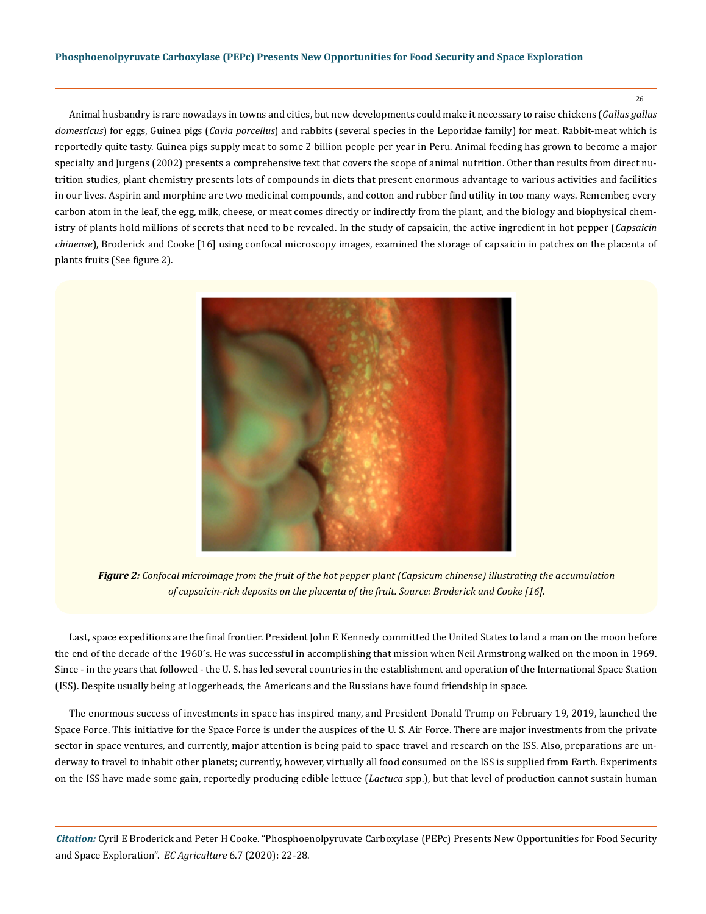Animal husbandry is rare nowadays in towns and cities, but new developments could make it necessary to raise chickens (*Gallus gallus domesticus*) for eggs, Guinea pigs (*Cavia porcellus*) and rabbits (several species in the Leporidae family) for meat. Rabbit-meat which is reportedly quite tasty. Guinea pigs supply meat to some 2 billion people per year in Peru. Animal feeding has grown to become a major specialty and Jurgens (2002) presents a comprehensive text that covers the scope of animal nutrition. Other than results from direct nutrition studies, plant chemistry presents lots of compounds in diets that present enormous advantage to various activities and facilities in our lives. Aspirin and morphine are two medicinal compounds, and cotton and rubber find utility in too many ways. Remember, every carbon atom in the leaf, the egg, milk, cheese, or meat comes directly or indirectly from the plant, and the biology and biophysical chemistry of plants hold millions of secrets that need to be revealed. In the study of capsaicin, the active ingredient in hot pepper (*Capsaicin chinense*), Broderick and Cooke [16] using confocal microscopy images, examined the storage of capsaicin in patches on the placenta of plants fruits (See figure 2).

***Figure 2:*** *Confocal microimage from the fruit of the hot pepper plant (Capsicum chinense) illustrating the accumulation of capsaicin-rich deposits on the placenta of the fruit. Source: Broderick and Cooke [16].*

Last, space expeditions are the final frontier. President John F. Kennedy committed the United States to land a man on the moon before the end of the decade of the 1960's. He was successful in accomplishing that mission when Neil Armstrong walked on the moon in 1969. Since - in the years that followed - the U. S. has led several countries in the establishment and operation of the International Space Station (ISS). Despite usually being at loggerheads, the Americans and the Russians have found friendship in space.

The enormous success of investments in space has inspired many, and President Donald Trump on February 19, 2019, launched the Space Force. This initiative for the Space Force is under the auspices of the U. S. Air Force. There are major investments from the private sector in space ventures, and currently, major attention is being paid to space travel and research on the ISS. Also, preparations are underway to travel to inhabit other planets; currently, however, virtually all food consumed on the ISS is supplied from Earth. Experiments on the ISS have made some gain, reportedly producing edible lettuce (*Lactuca* spp.), but that level of production cannot sustain human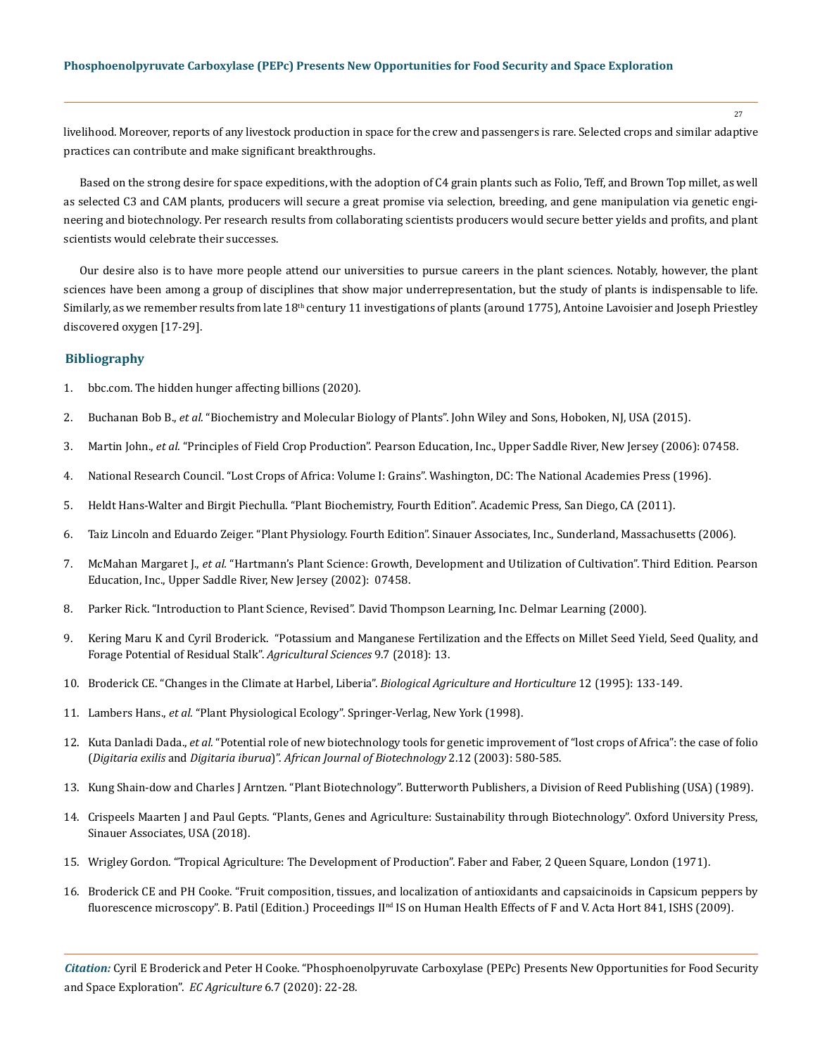livelihood. Moreover, reports of any livestock production in space for the crew and passengers is rare. Selected crops and similar adaptive practices can contribute and make significant breakthroughs.

Based on the strong desire for space expeditions, with the adoption of C4 grain plants such as Folio, Teff, and Brown Top millet, as well as selected C3 and CAM plants, producers will secure a great promise via selection, breeding, and gene manipulation via genetic engineering and biotechnology. Per research results from collaborating scientists producers would secure better yields and profits, and plant scientists would celebrate their successes.

Our desire also is to have more people attend our universities to pursue careers in the plant sciences. Notably, however, the plant sciences have been among a group of disciplines that show major underrepresentation, but the study of plants is indispensable to life. Similarly, as we remember results from late 18th century 11 investigations of plants (around 1775), Antoine Lavoisier and Joseph Priestley discovered oxygen [17-29].

## Bibliography

1. bbc.com. The hidden hunger affecting billions (2020).
2. Buchanan Bob B., *et al.* "Biochemistry and Molecular Biology of Plants". John Wiley and Sons, Hoboken, NJ, USA (2015).
3. Martin John., *et al.* "Principles of Field Crop Production". Pearson Education, Inc., Upper Saddle River, New Jersey (2006): 07458.
4. National Research Council. "Lost Crops of Africa: Volume I: Grains". Washington, DC: The National Academies Press (1996).
5. Heldt Hans-Walter and Birgit Piechulla. "Plant Biochemistry, Fourth Edition". Academic Press, San Diego, CA (2011).
6. Taiz Lincoln and Eduardo Zeiger. "Plant Physiology. Fourth Edition". Sinauer Associates, Inc., Sunderland, Massachusetts (2006).
7. McMahan Margaret J., *et al.* "Hartmann's Plant Science: Growth, Development and Utilization of Cultivation". Third Edition. Pearson Education, Inc., Upper Saddle River, New Jersey (2002): 07458.
8. Parker Rick. "Introduction to Plant Science, Revised". David Thompson Learning, Inc. Delmar Learning (2000).
9. Kering Maru K and Cyril Broderick. "Potassium and Manganese Fertilization and the Effects on Millet Seed Yield, Seed Quality, and Forage Potential of Residual Stalk". *Agricultural Sciences* 9.7 (2018): 13.
10. Broderick CE. "Changes in the Climate at Harbel, Liberia". *Biological Agriculture and Horticulture* 12 (1995): 133-149.
11. Lambers Hans., *et al.* "Plant Physiological Ecology". Springer-Verlag, New York (1998).
12. Kuta Danladi Dada., *et al.* "Potential role of new biotechnology tools for genetic improvement of "lost crops of Africa": the case of folio (*Digitaria exilis* and *Digitaria iburua*)". *African Journal of Biotechnology* 2.12 (2003): 580-585.
13. Kung Shain-dow and Charles J Arntzen. "Plant Biotechnology". Butterworth Publishers, a Division of Reed Publishing (USA) (1989).
14. Crispeels Maarten J and Paul Gepts. "Plants, Genes and Agriculture: Sustainability through Biotechnology". Oxford University Press, Sinauer Associates, USA (2018).
15. Wrigley Gordon. "Tropical Agriculture: The Development of Production". Faber and Faber, 2 Queen Square, London (1971).
16. Broderick CE and PH Cooke. "Fruit composition, tissues, and localization of antioxidants and capsaicinoids in Capsicum peppers by fluorescence microscopy". B. Patil (Edition.) Proceedings IInd IS on Human Health Effects of F and V. Acta Hort 841, ISHS (2009).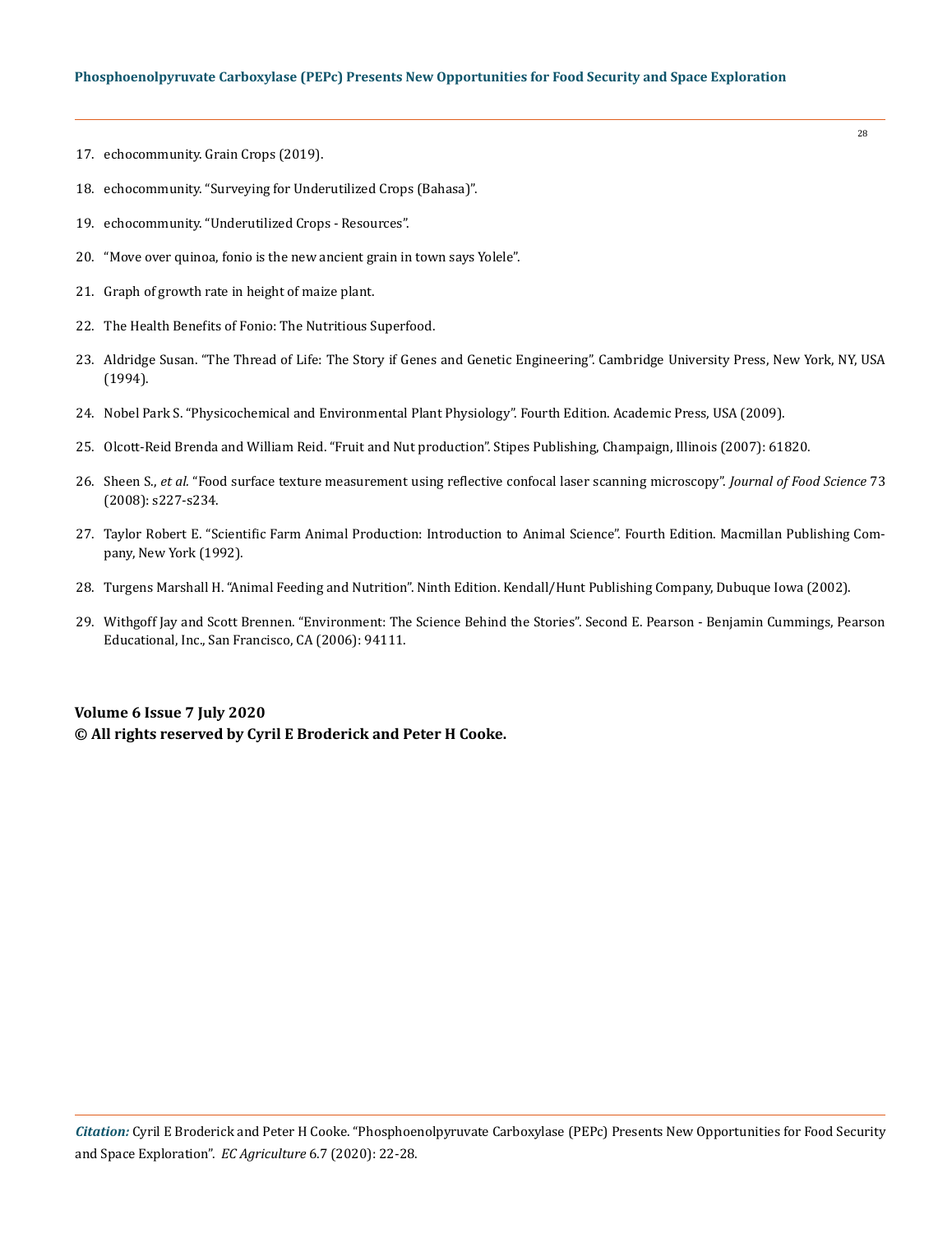17. echocommunity. Grain Crops (2019).
18. echocommunity. "Surveying for Underutilized Crops (Bahasa)".
19. echocommunity. "Underutilized Crops - Resources".
20. "Move over quinoa, fonio is the new ancient grain in town says Yolele".
21. Graph of growth rate in height of maize plant.
22. The Health Benefits of Fonio: The Nutritious Superfood.
23. Aldridge Susan. "The Thread of Life: The Story if Genes and Genetic Engineering". Cambridge University Press, New York, NY, USA (1994).
24. Nobel Park S. "Physicochemical and Environmental Plant Physiology". Fourth Edition. Academic Press, USA (2009).
25. Olcott-Reid Brenda and William Reid. "Fruit and Nut production". Stipes Publishing, Champaign, Illinois (2007): 61820.
26. Sheen S., *et al.* "Food surface texture measurement using reflective confocal laser scanning microscopy". *Journal of Food Science* 73 (2008): s227-s234.
27. Taylor Robert E. "Scientific Farm Animal Production: Introduction to Animal Science". Fourth Edition. Macmillan Publishing Company, New York (1992).
28. Turgens Marshall H. "Animal Feeding and Nutrition". Ninth Edition. Kendall/Hunt Publishing Company, Dubuque Iowa (2002).
29. Withgoff Jay and Scott Brennen. "Environment: The Science Behind the Stories". Second E. Pearson - Benjamin Cummings, Pearson Educational, Inc., San Francisco, CA (2006): 94111.

**Volume 6 Issue 7 July 2020**
**© All rights reserved by Cyril E Broderick and Peter H Cooke.**